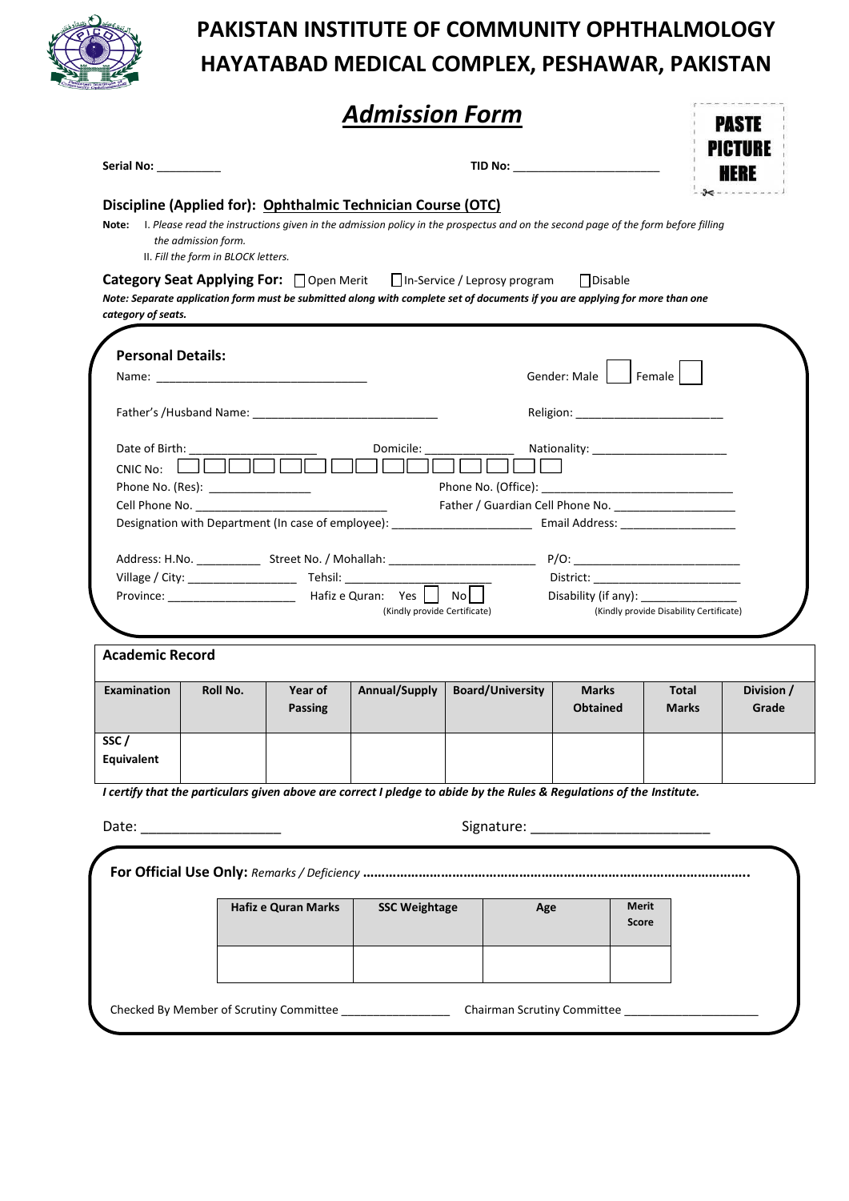# PAKISTAN INSTITUTE OF COMMUNITY OPHTHALMOLOGY
# HAYATABAD MEDICAL COMPLEX, PESHAWAR, PAKISTAN

## *Admission Form*

**PASTE PICTURE HERE**

**Serial No:** __________ **TID No:** ______________________

**Discipline (Applied for):** **Ophthalmic Technician Course (OTC)**

**Note:** I. *Please read the instructions given in the admission policy in the prospectus and on the second page of the form before filling the admission form.*
II. *Fill the form in BLOCK letters.*

**Category Seat Applying For:** ☐ Open Merit ☐ In-Service / Leprosy program ☐ Disable

***Note: Separate application form must be submitted along with complete set of documents if you are applying for more than one category of seats.***

**Personal Details:**

Name: _________________________________ Gender: Male ☐ Female ☐

Father's /Husband Name: ____________________________ Religion: _______________________

Date of Birth: ___________________ Domicile: ______________ Nationality: ____________________

CNIC No: ☐☐☐☐☐ ☐☐☐☐☐☐☐ ☐

Phone No. (Res): ________________ Phone No. (Office): ______________________________

Cell Phone No. ______________________________ Father / Guardian Cell Phone No. ___________________

Designation with Department (In case of employee): ______________________ Email Address: __________________

Address: H.No. __________ Street No. / Mohallah: ______________________ P/O: __________________________

Village / City: ________________ Tehsil: ______________________ District: _______________________

Province: ____________________ Hafiz e Quran: Yes ☐ No ☐ (Kindly provide Certificate) Disability (if any): ______________ (Kindly provide Disability Certificate)

**Academic Record**

| Examination | Roll No. | Year of Passing | Annual/Supply | Board/University | Marks Obtained | Total Marks | Division / Grade |
|---|---|---|---|---|---|---|---|
| SSC / Equivalent | | | | | | | |

***I certify that the particulars given above are correct I pledge to abide by the Rules & Regulations of the Institute.***

Date: __________________ Signature: _______________________

**For Official Use Only:** *Remarks / Deficiency* ………………………………………………………………………………………….

| Hafiz e Quran Marks | SSC Weightage | Age | Merit Score |
|---|---|---|---|
| | | | |

Checked By Member of Scrutiny Committee ________________ Chairman Scrutiny Committee ____________________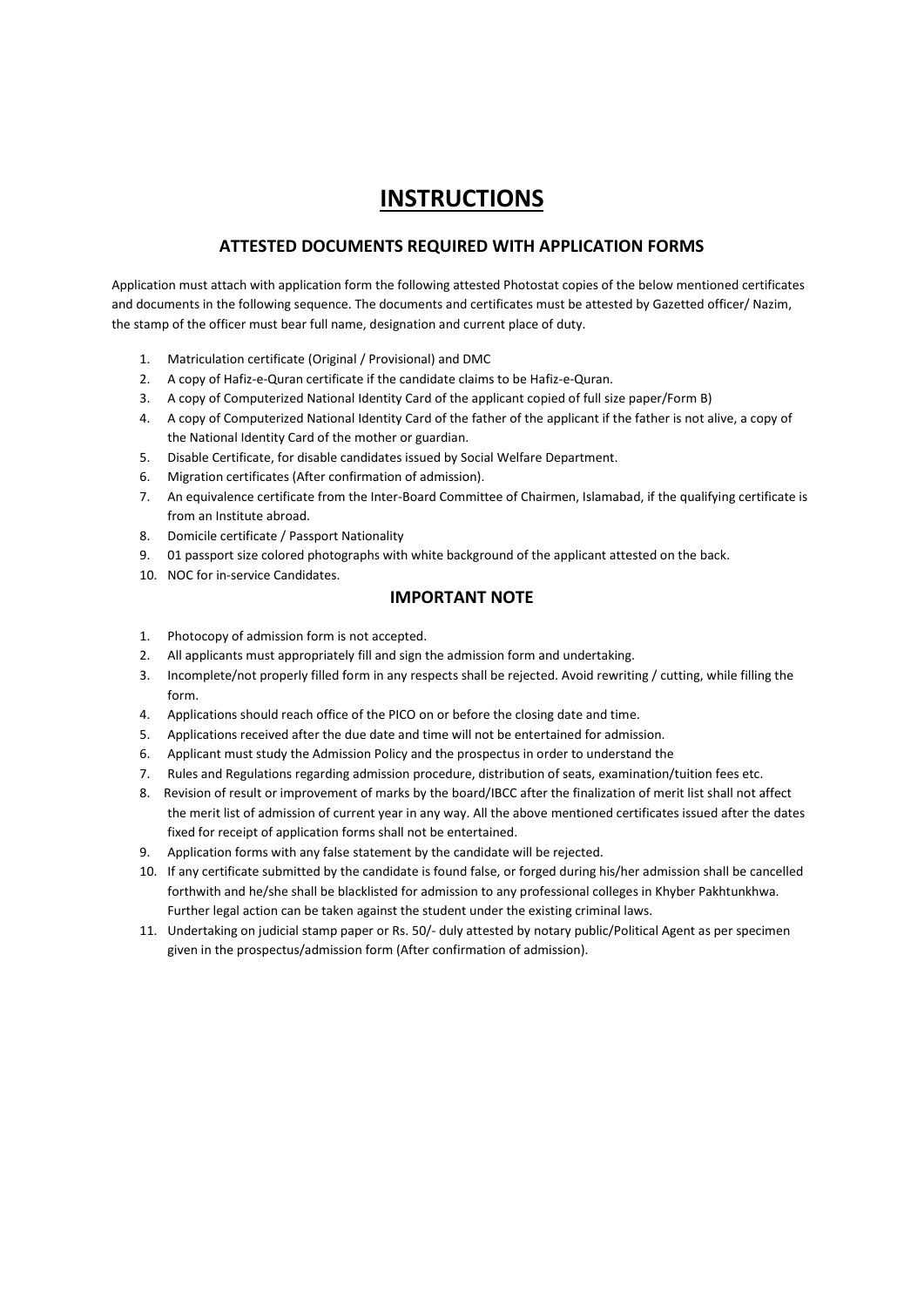# INSTRUCTIONS

## ATTESTED DOCUMENTS REQUIRED WITH APPLICATION FORMS

Application must attach with application form the following attested Photostat copies of the below mentioned certificates and documents in the following sequence. The documents and certificates must be attested by Gazetted officer/ Nazim, the stamp of the officer must bear full name, designation and current place of duty.

1. Matriculation certificate (Original / Provisional) and DMC
2. A copy of Hafiz-e-Quran certificate if the candidate claims to be Hafiz-e-Quran.
3. A copy of Computerized National Identity Card of the applicant copied of full size paper/Form B)
4. A copy of Computerized National Identity Card of the father of the applicant if the father is not alive, a copy of the National Identity Card of the mother or guardian.
5. Disable Certificate, for disable candidates issued by Social Welfare Department.
6. Migration certificates (After confirmation of admission).
7. An equivalence certificate from the Inter-Board Committee of Chairmen, Islamabad, if the qualifying certificate is from an Institute abroad.
8. Domicile certificate / Passport Nationality
9. 01 passport size colored photographs with white background of the applicant attested on the back.
10. NOC for in-service Candidates.

## IMPORTANT NOTE

1. Photocopy of admission form is not accepted.
2. All applicants must appropriately fill and sign the admission form and undertaking.
3. Incomplete/not properly filled form in any respects shall be rejected. Avoid rewriting / cutting, while filling the form.
4. Applications should reach office of the PICO on or before the closing date and time.
5. Applications received after the due date and time will not be entertained for admission.
6. Applicant must study the Admission Policy and the prospectus in order to understand the
7. Rules and Regulations regarding admission procedure, distribution of seats, examination/tuition fees etc.
8. Revision of result or improvement of marks by the board/IBCC after the finalization of merit list shall not affect the merit list of admission of current year in any way. All the above mentioned certificates issued after the dates fixed for receipt of application forms shall not be entertained.
9. Application forms with any false statement by the candidate will be rejected.
10. If any certificate submitted by the candidate is found false, or forged during his/her admission shall be cancelled forthwith and he/she shall be blacklisted for admission to any professional colleges in Khyber Pakhtunkhwa. Further legal action can be taken against the student under the existing criminal laws.
11. Undertaking on judicial stamp paper or Rs. 50/- duly attested by notary public/Political Agent as per specimen given in the prospectus/admission form (After confirmation of admission).